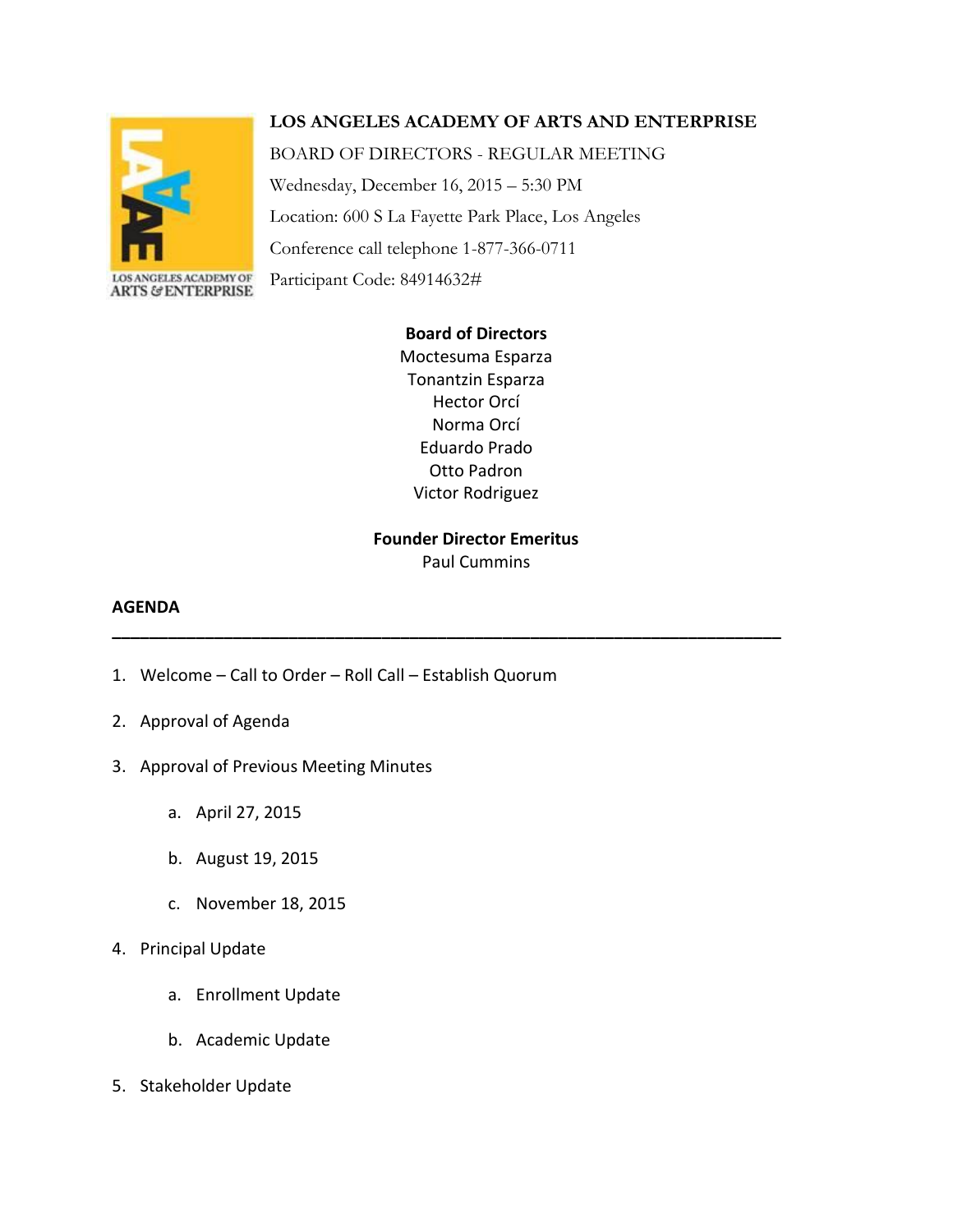# LOS ANGELES ACADEMY OF ARTS AND ENTERPRISE

BOARD OF DIRECTORS - REGULAR MEETING

Wednesday, December 16, 2015 – 5:30 PM

Location: 600 S La Fayette Park Place, Los Angeles

Conference call telephone 1-877-366-0711

Participant Code: 84914632#

**Board of Directors**

Moctesuma Esparza
Tonantzin Esparza
Hector Orcí
Norma Orcí
Eduardo Prado
Otto Padron
Victor Rodriguez

**Founder Director Emeritus**

Paul Cummins

## AGENDA

---

1. Welcome – Call to Order – Roll Call – Establish Quorum
2. Approval of Agenda
3. Approval of Previous Meeting Minutes
   a. April 27, 2015
   b. August 19, 2015
   c. November 18, 2015
4. Principal Update
   a. Enrollment Update
   b. Academic Update
5. Stakeholder Update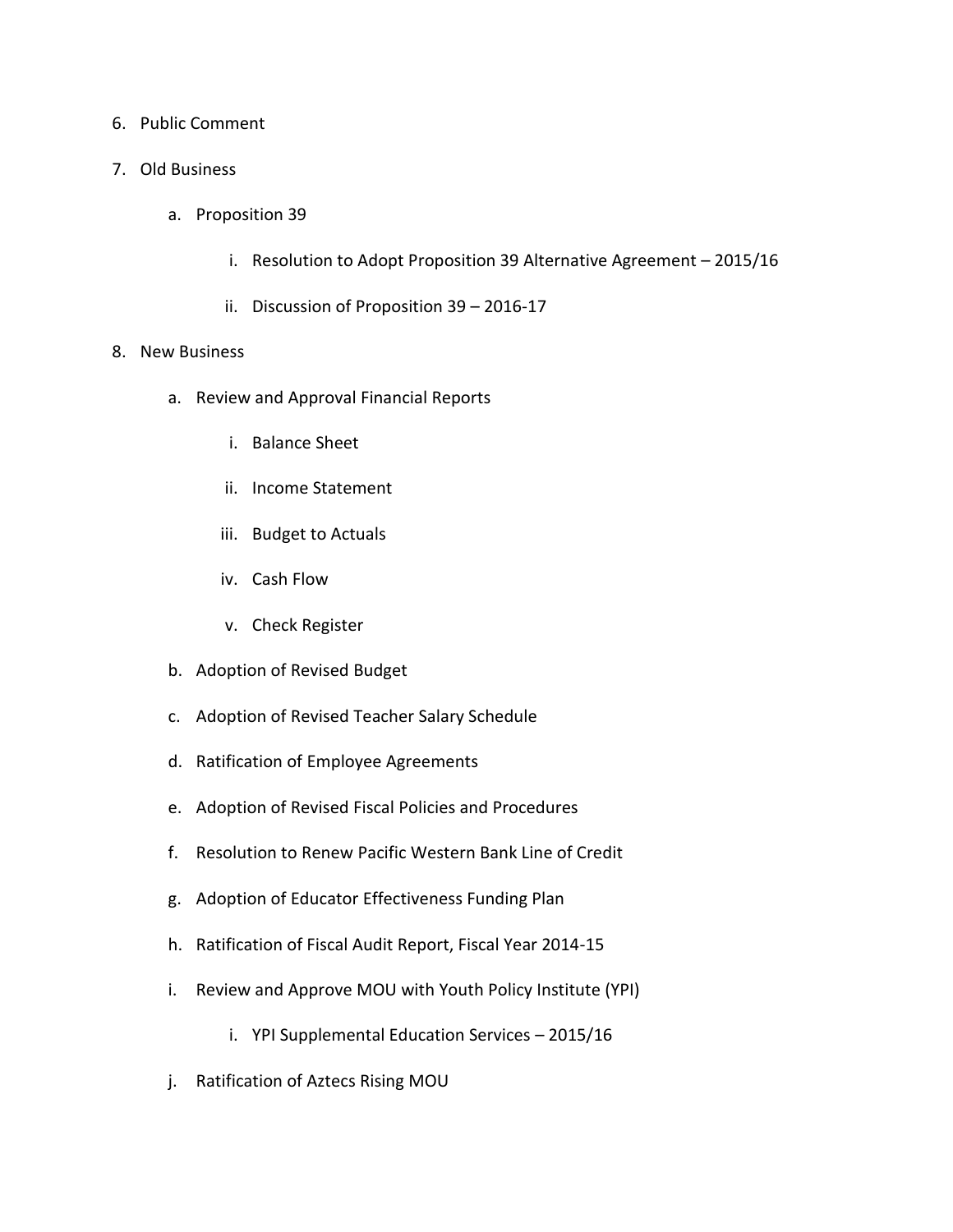6. Public Comment

7. Old Business

    a. Proposition 39

        i. Resolution to Adopt Proposition 39 Alternative Agreement – 2015/16

        ii. Discussion of Proposition 39 – 2016-17

8. New Business

    a. Review and Approval Financial Reports

        i. Balance Sheet

        ii. Income Statement

        iii. Budget to Actuals

        iv. Cash Flow

        v. Check Register

    b. Adoption of Revised Budget

    c. Adoption of Revised Teacher Salary Schedule

    d. Ratification of Employee Agreements

    e. Adoption of Revised Fiscal Policies and Procedures

    f. Resolution to Renew Pacific Western Bank Line of Credit

    g. Adoption of Educator Effectiveness Funding Plan

    h. Ratification of Fiscal Audit Report, Fiscal Year 2014-15

    i. Review and Approve MOU with Youth Policy Institute (YPI)

        i. YPI Supplemental Education Services – 2015/16

    j. Ratification of Aztecs Rising MOU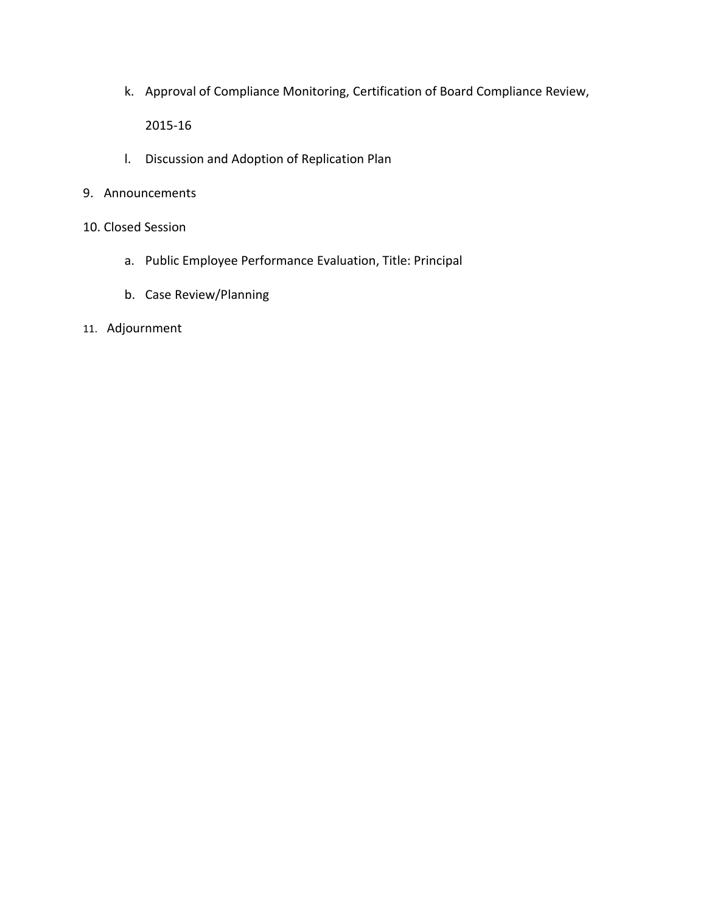k. Approval of Compliance Monitoring, Certification of Board Compliance Review, 2015-16

   l. Discussion and Adoption of Replication Plan

9. Announcements

10. Closed Session

    a. Public Employee Performance Evaluation, Title: Principal

    b. Case Review/Planning

11. Adjournment